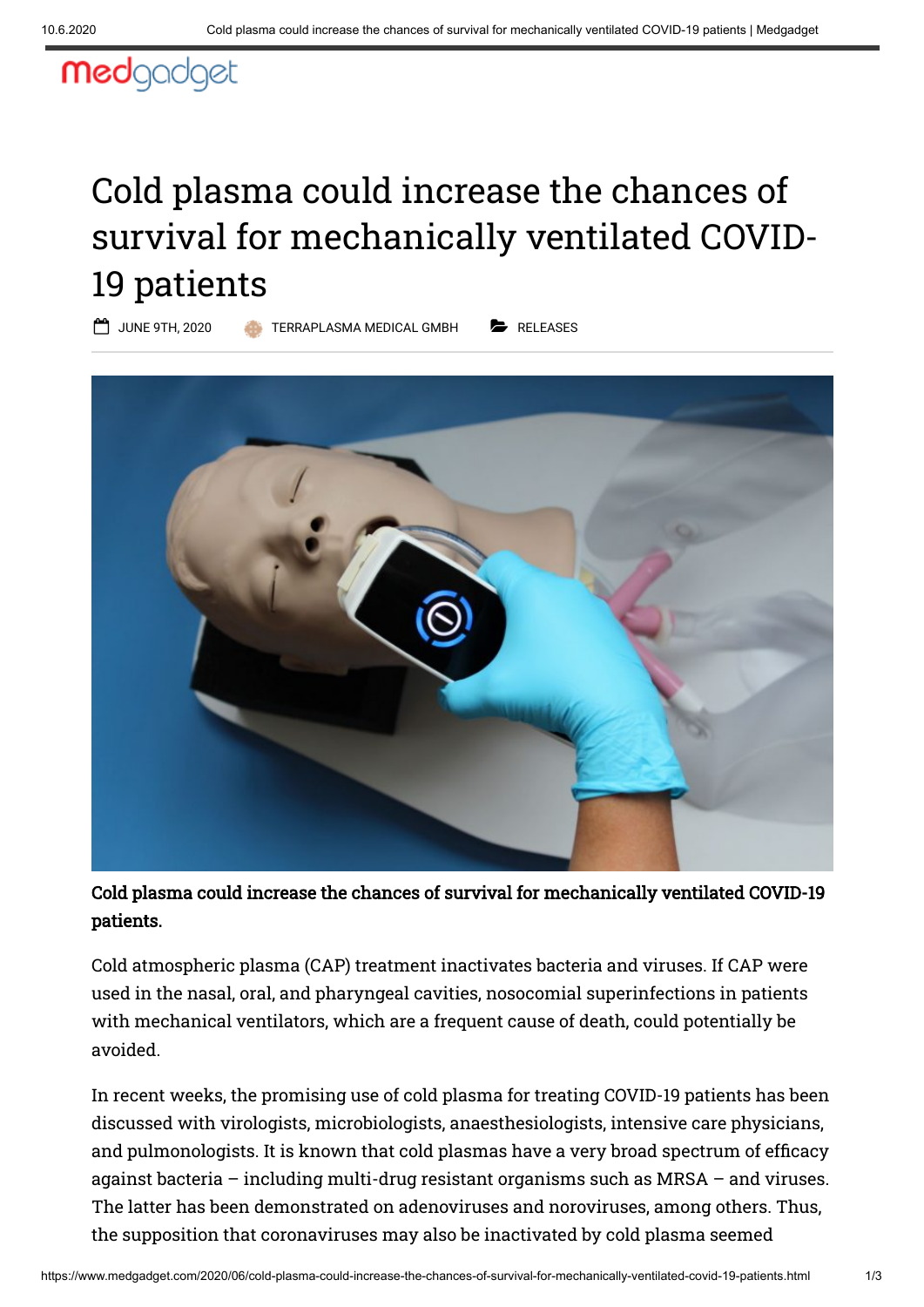medgadget

# Cold plasma could increase the chances of survival for mechanically ventilated COVID-19 patients

JUNE 9TH, 2020 TERRAPLASMA MEDICAL GMBH RELEASES

**Cold plasma could increase the chances of survival for mechanically ventilated COVID-19 patients.**

Cold atmospheric plasma (CAP) treatment inactivates bacteria and viruses. If CAP were used in the nasal, oral, and pharyngeal cavities, nosocomial superinfections in patients with mechanical ventilators, which are a frequent cause of death, could potentially be avoided.

In recent weeks, the promising use of cold plasma for treating COVID-19 patients has been discussed with virologists, microbiologists, anaesthesiologists, intensive care physicians, and pulmonologists. It is known that cold plasmas have a very broad spectrum of efficacy against bacteria – including multi-drug resistant organisms such as MRSA – and viruses. The latter has been demonstrated on adenoviruses and noroviruses, among others. Thus, the supposition that coronaviruses may also be inactivated by cold plasma seemed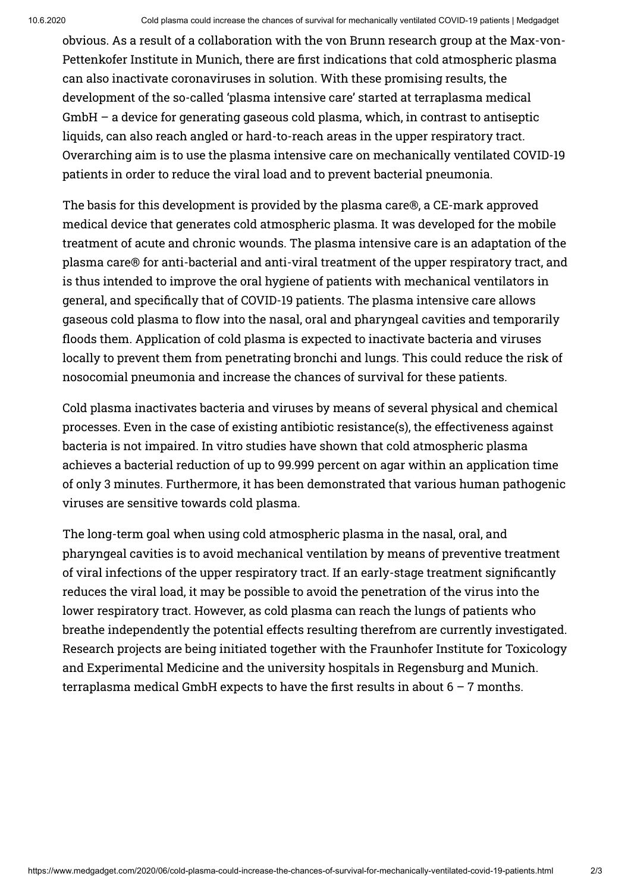obvious. As a result of a collaboration with the von Brunn research group at the Max-von-Pettenkofer Institute in Munich, there are first indications that cold atmospheric plasma can also inactivate coronaviruses in solution. With these promising results, the development of the so-called 'plasma intensive care' started at terraplasma medical GmbH – a device for generating gaseous cold plasma, which, in contrast to antiseptic liquids, can also reach angled or hard-to-reach areas in the upper respiratory tract. Overarching aim is to use the plasma intensive care on mechanically ventilated COVID-19 patients in order to reduce the viral load and to prevent bacterial pneumonia.

The basis for this development is provided by the plasma care®, a CE-mark approved medical device that generates cold atmospheric plasma. It was developed for the mobile treatment of acute and chronic wounds. The plasma intensive care is an adaptation of the plasma care® for anti-bacterial and anti-viral treatment of the upper respiratory tract, and is thus intended to improve the oral hygiene of patients with mechanical ventilators in general, and specifically that of COVID-19 patients. The plasma intensive care allows gaseous cold plasma to flow into the nasal, oral and pharyngeal cavities and temporarily floods them. Application of cold plasma is expected to inactivate bacteria and viruses locally to prevent them from penetrating bronchi and lungs. This could reduce the risk of nosocomial pneumonia and increase the chances of survival for these patients.

Cold plasma inactivates bacteria and viruses by means of several physical and chemical processes. Even in the case of existing antibiotic resistance(s), the effectiveness against bacteria is not impaired. In vitro studies have shown that cold atmospheric plasma achieves a bacterial reduction of up to 99.999 percent on agar within an application time of only 3 minutes. Furthermore, it has been demonstrated that various human pathogenic viruses are sensitive towards cold plasma.

The long-term goal when using cold atmospheric plasma in the nasal, oral, and pharyngeal cavities is to avoid mechanical ventilation by means of preventive treatment of viral infections of the upper respiratory tract. If an early-stage treatment significantly reduces the viral load, it may be possible to avoid the penetration of the virus into the lower respiratory tract. However, as cold plasma can reach the lungs of patients who breathe independently the potential effects resulting therefrom are currently investigated. Research projects are being initiated together with the Fraunhofer Institute for Toxicology and Experimental Medicine and the university hospitals in Regensburg and Munich. terraplasma medical GmbH expects to have the first results in about 6 – 7 months.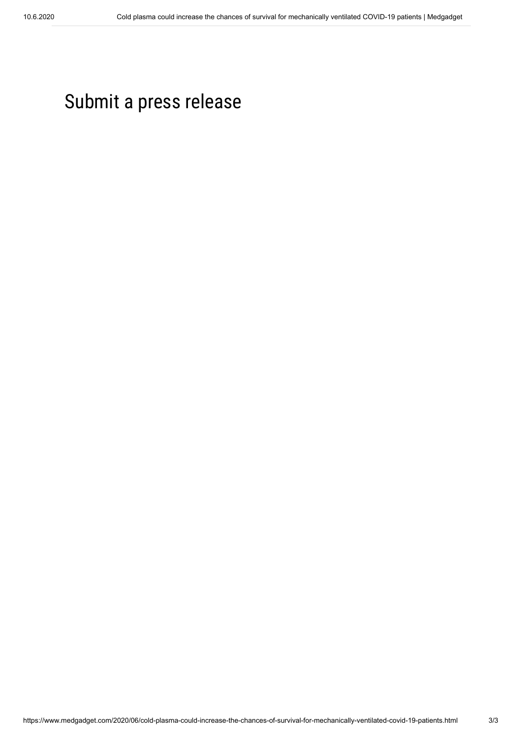# Submit a press release